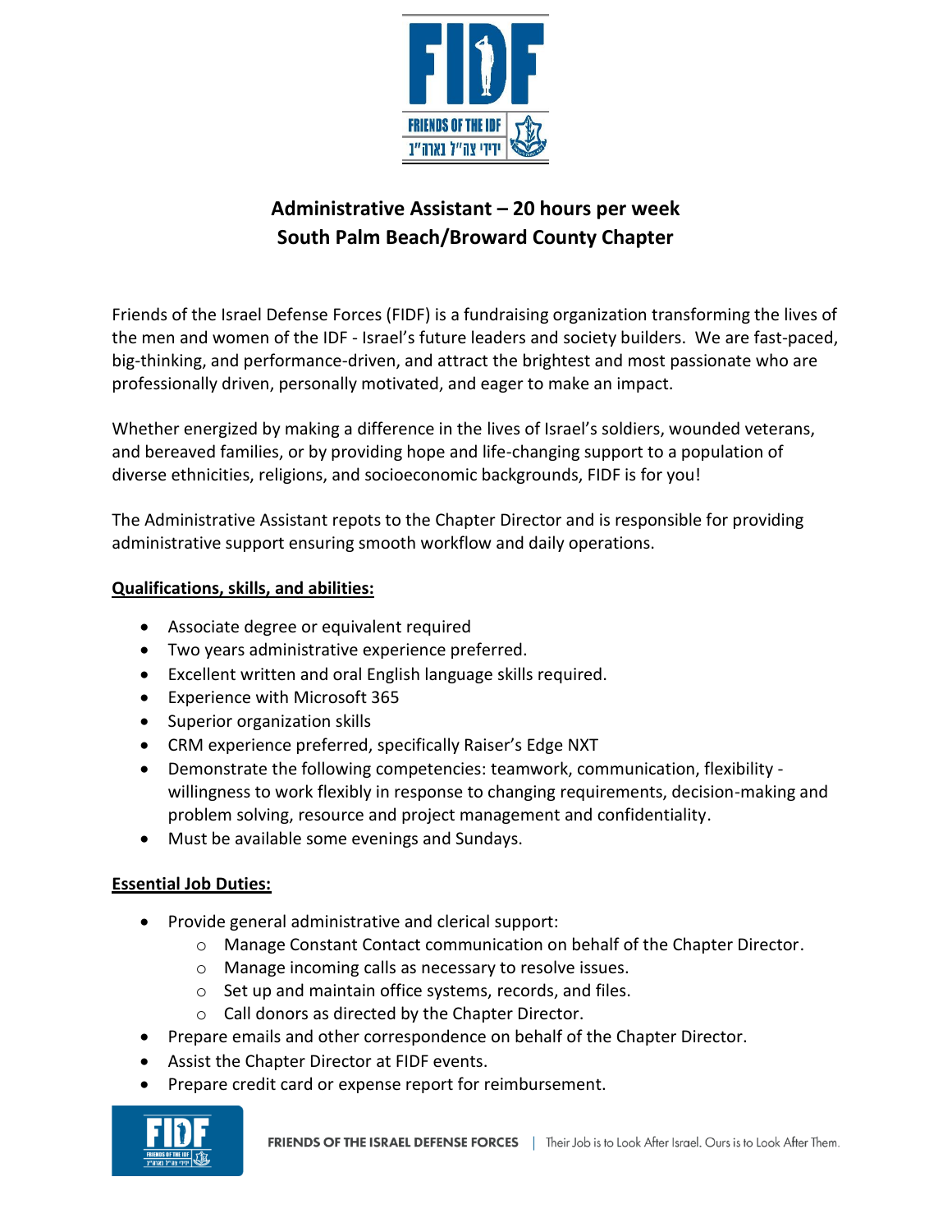# Administrative Assistant – 20 hours per week
## South Palm Beach/Broward County Chapter

Friends of the Israel Defense Forces (FIDF) is a fundraising organization transforming the lives of the men and women of the IDF - Israel's future leaders and society builders. We are fast-paced, big-thinking, and performance-driven, and attract the brightest and most passionate who are professionally driven, personally motivated, and eager to make an impact.

Whether energized by making a difference in the lives of Israel's soldiers, wounded veterans, and bereaved families, or by providing hope and life-changing support to a population of diverse ethnicities, religions, and socioeconomic backgrounds, FIDF is for you!

The Administrative Assistant repots to the Chapter Director and is responsible for providing administrative support ensuring smooth workflow and daily operations.

**Qualifications, skills, and abilities:**

- Associate degree or equivalent required
- Two years administrative experience preferred.
- Excellent written and oral English language skills required.
- Experience with Microsoft 365
- Superior organization skills
- CRM experience preferred, specifically Raiser's Edge NXT
- Demonstrate the following competencies: teamwork, communication, flexibility - willingness to work flexibly in response to changing requirements, decision-making and problem solving, resource and project management and confidentiality.
- Must be available some evenings and Sundays.

**Essential Job Duties:**

- Provide general administrative and clerical support:
  - Manage Constant Contact communication on behalf of the Chapter Director.
  - Manage incoming calls as necessary to resolve issues.
  - Set up and maintain office systems, records, and files.
  - Call donors as directed by the Chapter Director.
- Prepare emails and other correspondence on behalf of the Chapter Director.
- Assist the Chapter Director at FIDF events.
- Prepare credit card or expense report for reimbursement.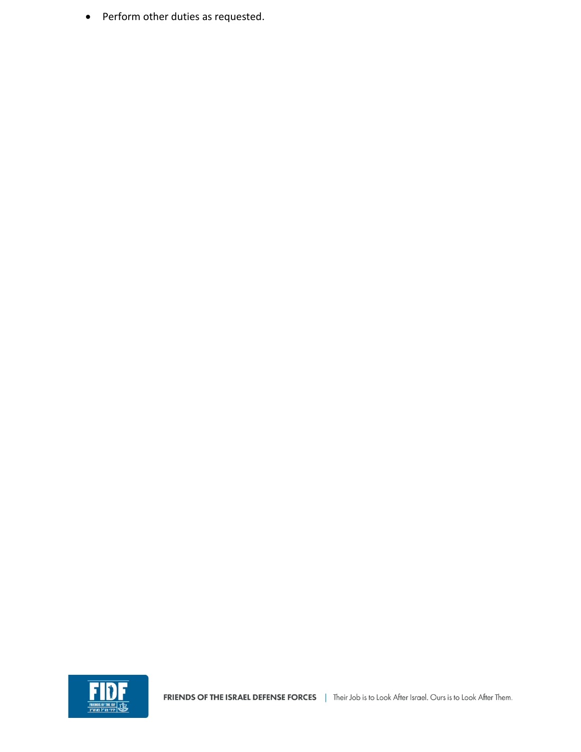- Perform other duties as requested.